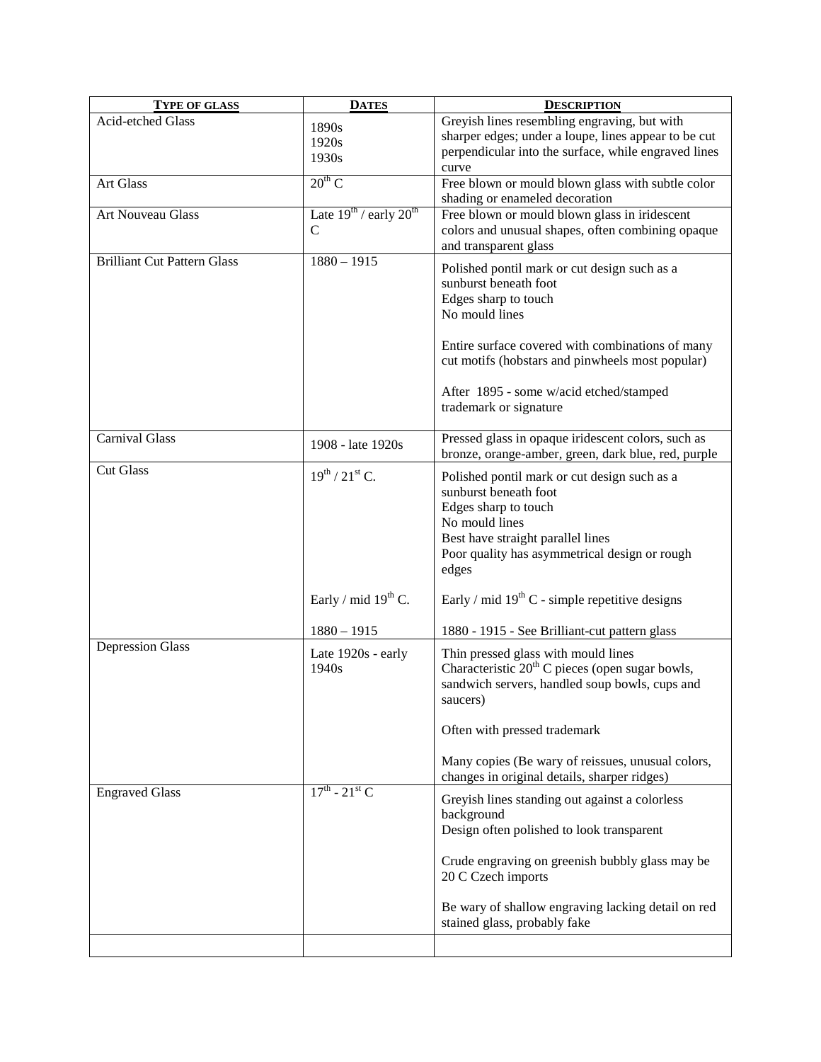| TYPE OF GLASS | DATES | DESCRIPTION |
|---|---|---|
| Acid-etched Glass | 1890s<br>1920s<br>1930s | Greyish lines resembling engraving, but with sharper edges; under a loupe, lines appear to be cut perpendicular into the surface, while engraved lines curve |
| Art Glass | 20th C | Free blown or mould blown glass with subtle color shading or enameled decoration |
| Art Nouveau Glass | Late 19th / early 20th C | Free blown or mould blown glass in iridescent colors and unusual shapes, often combining opaque and transparent glass |
| Brilliant Cut Pattern Glass | 1880 – 1915 | Polished pontil mark or cut design such as a sunburst beneath foot<br>Edges sharp to touch<br>No mould lines<br><br>Entire surface covered with combinations of many cut motifs (hobstars and pinwheels most popular)<br><br>After 1895 - some w/acid etched/stamped trademark or signature |
| Carnival Glass | 1908 - late 1920s | Pressed glass in opaque iridescent colors, such as bronze, orange-amber, green, dark blue, red, purple |
| Cut Glass | 19th / 21st C.<br><br><br><br><br><br>Early / mid 19th C.<br><br>1880 – 1915 | Polished pontil mark or cut design such as a sunburst beneath foot<br>Edges sharp to touch<br>No mould lines<br>Best have straight parallel lines<br>Poor quality has asymmetrical design or rough edges<br><br>Early / mid 19th C - simple repetitive designs<br><br>1880 - 1915 - See Brilliant-cut pattern glass |
| Depression Glass | Late 1920s - early 1940s | Thin pressed glass with mould lines<br>Characteristic 20th C pieces (open sugar bowls, sandwich servers, handled soup bowls, cups and saucers)<br><br>Often with pressed trademark<br><br>Many copies (Be wary of reissues, unusual colors, changes in original details, sharper ridges) |
| Engraved Glass | 17th - 21st C | Greyish lines standing out against a colorless background<br>Design often polished to look transparent<br><br>Crude engraving on greenish bubbly glass may be 20 C Czech imports<br><br>Be wary of shallow engraving lacking detail on red stained glass, probably fake |
| | | |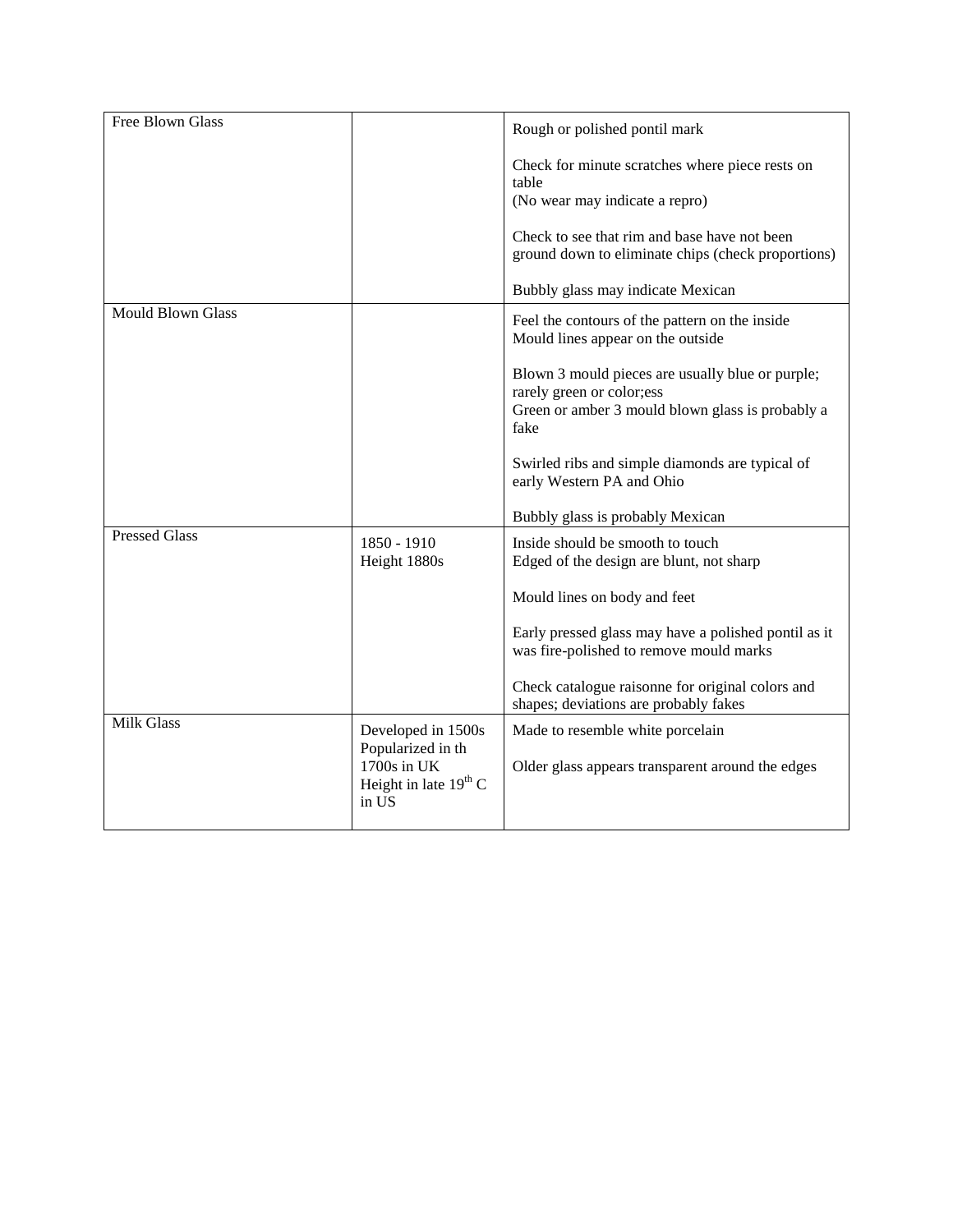| | | |
|---|---|---|
| Free Blown Glass | | Rough or polished pontil mark<br><br>Check for minute scratches where piece rests on table<br>(No wear may indicate a repro)<br><br>Check to see that rim and base have not been ground down to eliminate chips (check proportions)<br><br>Bubbly glass may indicate Mexican |
| Mould Blown Glass | | Feel the contours of the pattern on the inside<br>Mould lines appear on the outside<br><br>Blown 3 mould pieces are usually blue or purple; rarely green or color;ess<br>Green or amber 3 mould blown glass is probably a fake<br><br>Swirled ribs and simple diamonds are typical of early Western PA and Ohio<br><br>Bubbly glass is probably Mexican |
| Pressed Glass | 1850 - 1910<br>Height 1880s | Inside should be smooth to touch<br>Edged of the design are blunt, not sharp<br><br>Mould lines on body and feet<br><br>Early pressed glass may have a polished pontil as it was fire-polished to remove mould marks<br><br>Check catalogue raisonne for original colors and shapes; deviations are probably fakes |
| Milk Glass | Developed in 1500s<br>Popularized in th 1700s in UK<br>Height in late 19th C in US | Made to resemble white porcelain<br><br>Older glass appears transparent around the edges |